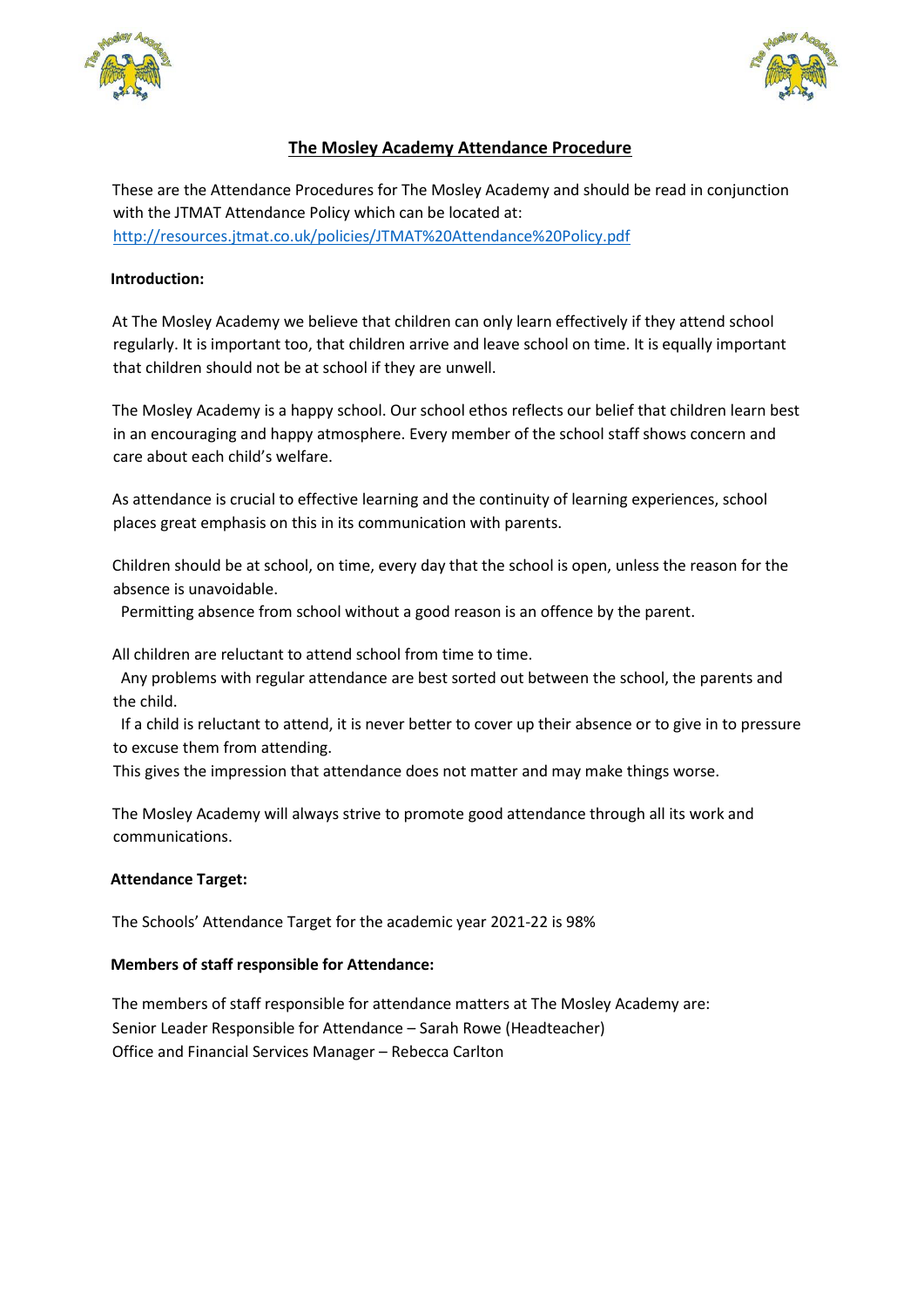# The Mosley Academy Attendance Procedure

These are the Attendance Procedures for The Mosley Academy and should be read in conjunction with the JTMAT Attendance Policy which can be located at:
[http://resources.jtmat.co.uk/policies/JTMAT%20Attendance%20Policy.pdf](http://resources.jtmat.co.uk/policies/JTMAT%20Attendance%20Policy.pdf)

**Introduction:**

At The Mosley Academy we believe that children can only learn effectively if they attend school regularly. It is important too, that children arrive and leave school on time. It is equally important that children should not be at school if they are unwell.

The Mosley Academy is a happy school. Our school ethos reflects our belief that children learn best in an encouraging and happy atmosphere. Every member of the school staff shows concern and care about each child's welfare.

As attendance is crucial to effective learning and the continuity of learning experiences, school places great emphasis on this in its communication with parents.

Children should be at school, on time, every day that the school is open, unless the reason for the absence is unavoidable.
Permitting absence from school without a good reason is an offence by the parent.

All children are reluctant to attend school from time to time.
Any problems with regular attendance are best sorted out between the school, the parents and the child.
If a child is reluctant to attend, it is never better to cover up their absence or to give in to pressure to excuse them from attending.
This gives the impression that attendance does not matter and may make things worse.

The Mosley Academy will always strive to promote good attendance through all its work and communications.

**Attendance Target:**

The Schools' Attendance Target for the academic year 2021-22 is 98%

**Members of staff responsible for Attendance:**

The members of staff responsible for attendance matters at The Mosley Academy are:
Senior Leader Responsible for Attendance – Sarah Rowe (Headteacher)
Office and Financial Services Manager – Rebecca Carlton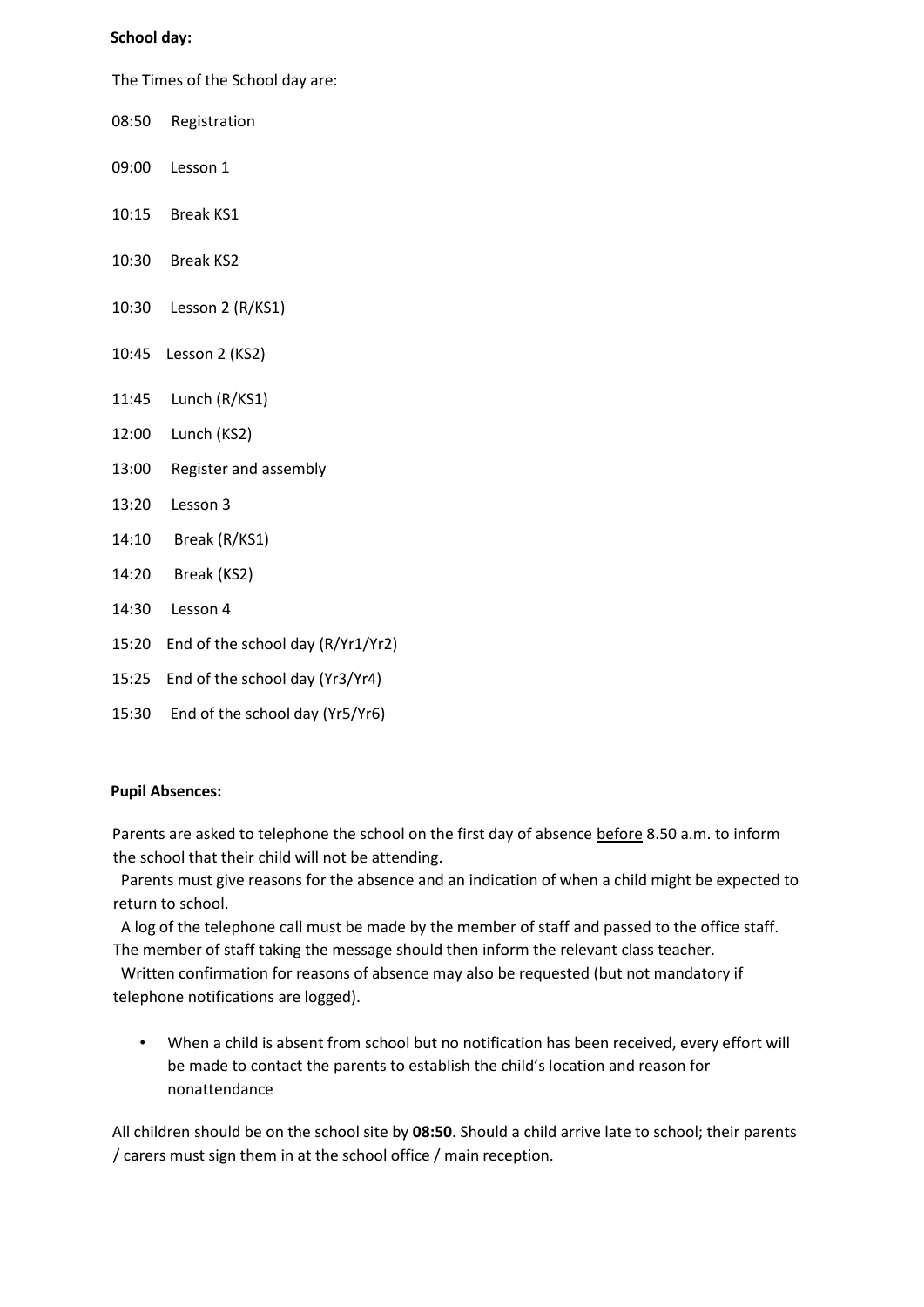**School day:**

The Times of the School day are:

08:50 Registration

09:00 Lesson 1

10:15 Break KS1

10:30 Break KS2

10:30 Lesson 2 (R/KS1)

10:45 Lesson 2 (KS2)

11:45 Lunch (R/KS1)

12:00 Lunch (KS2)

13:00 Register and assembly

13:20 Lesson 3

14:10 Break (R/KS1)

14:20 Break (KS2)

14:30 Lesson 4

15:20 End of the school day (R/Yr1/Yr2)

15:25 End of the school day (Yr3/Yr4)

15:30 End of the school day (Yr5/Yr6)

**Pupil Absences:**

Parents are asked to telephone the school on the first day of absence <u>before</u> 8.50 a.m. to inform the school that their child will not be attending.

Parents must give reasons for the absence and an indication of when a child might be expected to return to school.

A log of the telephone call must be made by the member of staff and passed to the office staff. The member of staff taking the message should then inform the relevant class teacher.

Written confirmation for reasons of absence may also be requested (but not mandatory if telephone notifications are logged).

- When a child is absent from school but no notification has been received, every effort will be made to contact the parents to establish the child's location and reason for nonattendance

All children should be on the school site by **08:50**. Should a child arrive late to school; their parents / carers must sign them in at the school office / main reception.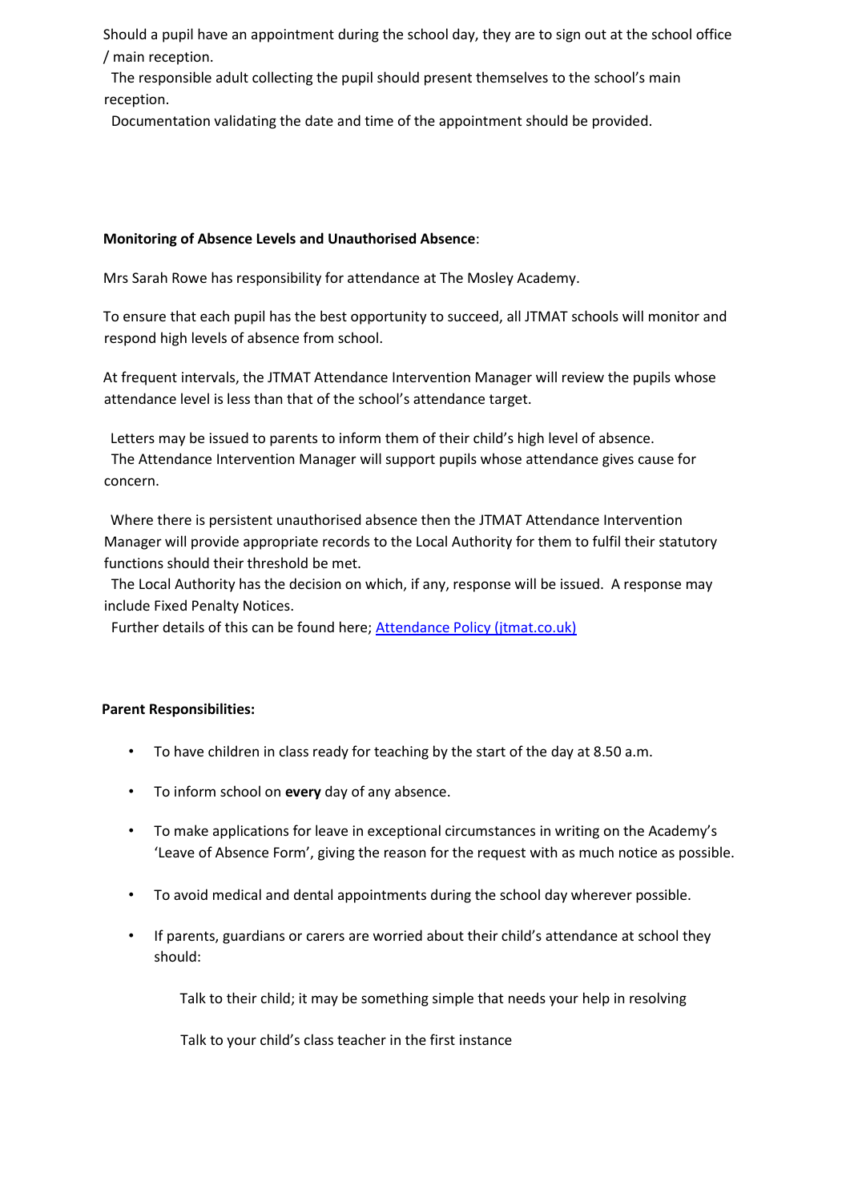Should a pupil have an appointment during the school day, they are to sign out at the school office / main reception.

The responsible adult collecting the pupil should present themselves to the school's main reception.

Documentation validating the date and time of the appointment should be provided.

**Monitoring of Absence Levels and Unauthorised Absence**:

Mrs Sarah Rowe has responsibility for attendance at The Mosley Academy.

To ensure that each pupil has the best opportunity to succeed, all JTMAT schools will monitor and respond high levels of absence from school.

At frequent intervals, the JTMAT Attendance Intervention Manager will review the pupils whose attendance level is less than that of the school's attendance target.

Letters may be issued to parents to inform them of their child's high level of absence.

The Attendance Intervention Manager will support pupils whose attendance gives cause for concern.

Where there is persistent unauthorised absence then the JTMAT Attendance Intervention Manager will provide appropriate records to the Local Authority for them to fulfil their statutory functions should their threshold be met.

The Local Authority has the decision on which, if any, response will be issued. A response may include Fixed Penalty Notices.

Further details of this can be found here; [Attendance Policy (jtmat.co.uk)]

**Parent Responsibilities:**

- To have children in class ready for teaching by the start of the day at 8.50 a.m.
- To inform school on **every** day of any absence.
- To make applications for leave in exceptional circumstances in writing on the Academy's 'Leave of Absence Form', giving the reason for the request with as much notice as possible.
- To avoid medical and dental appointments during the school day wherever possible.
- If parents, guardians or carers are worried about their child's attendance at school they should:

  Talk to their child; it may be something simple that needs your help in resolving

  Talk to your child's class teacher in the first instance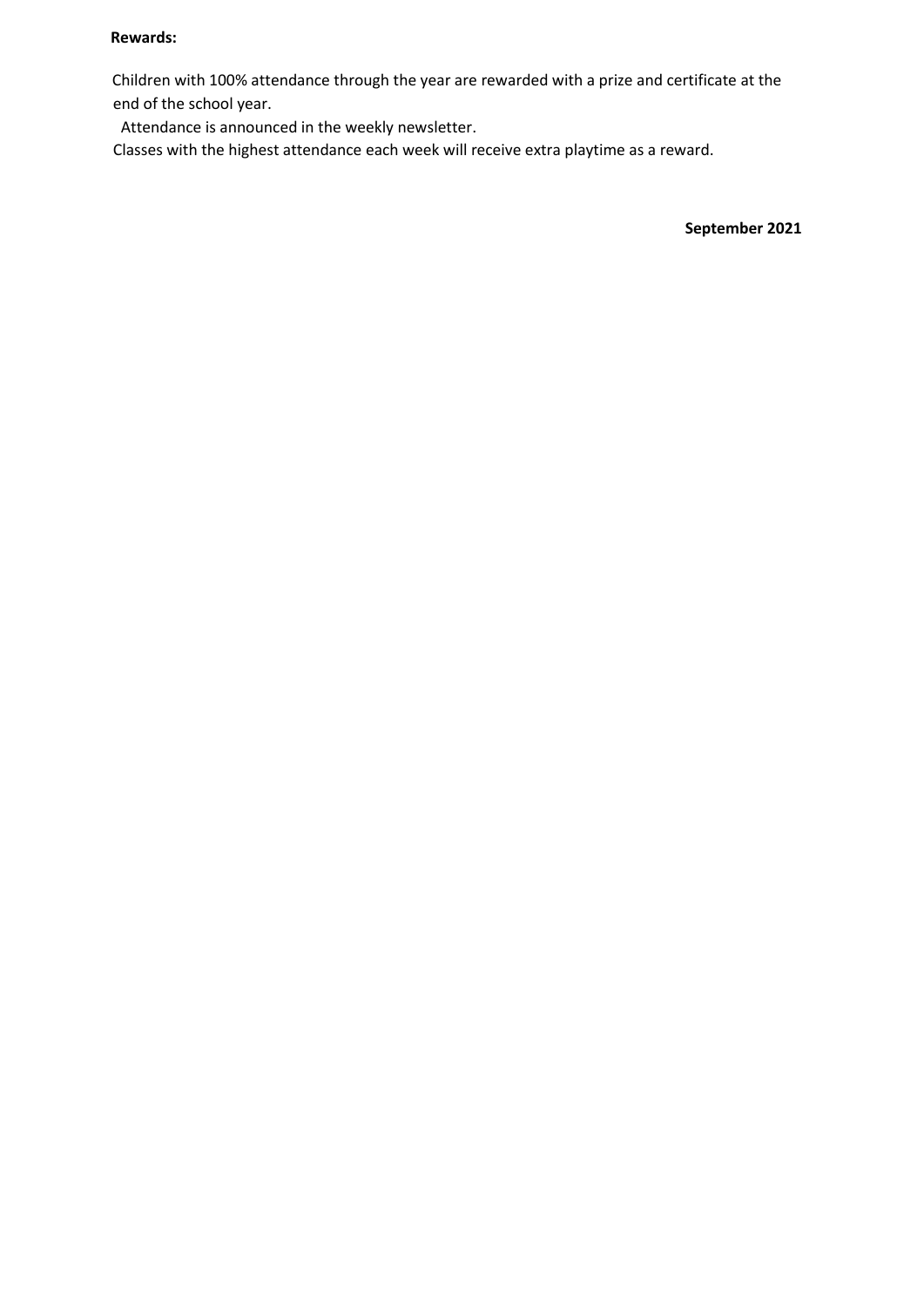**Rewards:**

Children with 100% attendance through the year are rewarded with a prize and certificate at the end of the school year.

Attendance is announced in the weekly newsletter.

Classes with the highest attendance each week will receive extra playtime as a reward.

**September 2021**